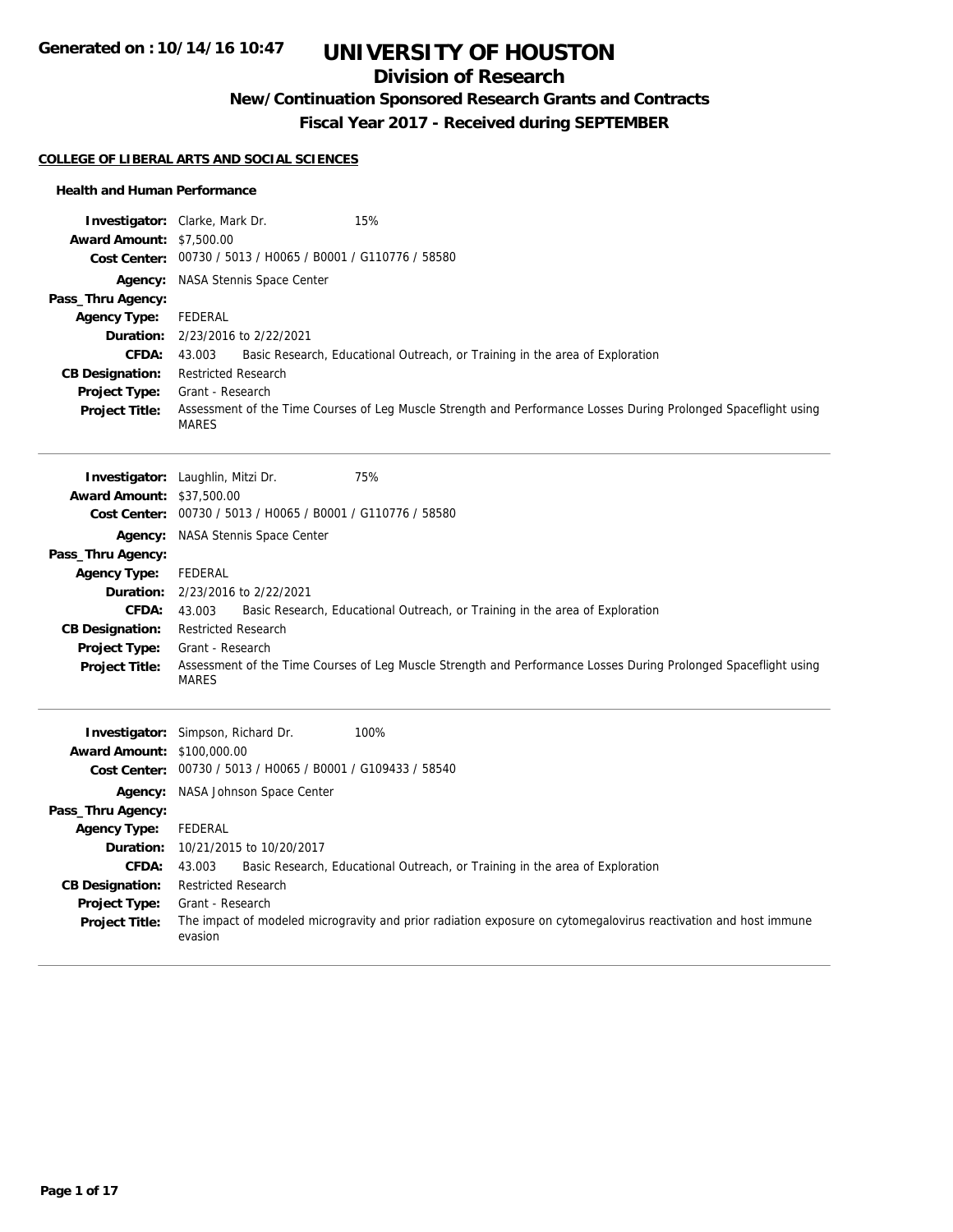**Generated on : 10/14/16 10:47**

# UNIVERSITY OF HOUSTON

## Division of Research

### New/Continuation Sponsored Research Grants and Contracts

### Fiscal Year 2017 - Received during SEPTEMBER

**COLLEGE OF LIBERAL ARTS AND SOCIAL SCIENCES**

**Health and Human Performance**

**Investigator:** Clarke, Mark Dr. 15%
**Award Amount:** $7,500.00
**Cost Center:** 00730 / 5013 / H0065 / B0001 / G110776 / 58580
**Agency:** NASA Stennis Space Center
**Pass_Thru Agency:**
**Agency Type:** FEDERAL
**Duration:** 2/23/2016 to 2/22/2021
**CFDA:** 43.003 Basic Research, Educational Outreach, or Training in the area of Exploration
**CB Designation:** Restricted Research
**Project Type:** Grant - Research
**Project Title:** Assessment of the Time Courses of Leg Muscle Strength and Performance Losses During Prolonged Spaceflight using MARES

---

**Investigator:** Laughlin, Mitzi Dr. 75%
**Award Amount:** $37,500.00
**Cost Center:** 00730 / 5013 / H0065 / B0001 / G110776 / 58580
**Agency:** NASA Stennis Space Center
**Pass_Thru Agency:**
**Agency Type:** FEDERAL
**Duration:** 2/23/2016 to 2/22/2021
**CFDA:** 43.003 Basic Research, Educational Outreach, or Training in the area of Exploration
**CB Designation:** Restricted Research
**Project Type:** Grant - Research
**Project Title:** Assessment of the Time Courses of Leg Muscle Strength and Performance Losses During Prolonged Spaceflight using MARES

---

**Investigator:** Simpson, Richard Dr. 100%
**Award Amount:** $100,000.00
**Cost Center:** 00730 / 5013 / H0065 / B0001 / G109433 / 58540
**Agency:** NASA Johnson Space Center
**Pass_Thru Agency:**
**Agency Type:** FEDERAL
**Duration:** 10/21/2015 to 10/20/2017
**CFDA:** 43.003 Basic Research, Educational Outreach, or Training in the area of Exploration
**CB Designation:** Restricted Research
**Project Type:** Grant - Research
**Project Title:** The impact of modeled microgravity and prior radiation exposure on cytomegalovirus reactivation and host immune evasion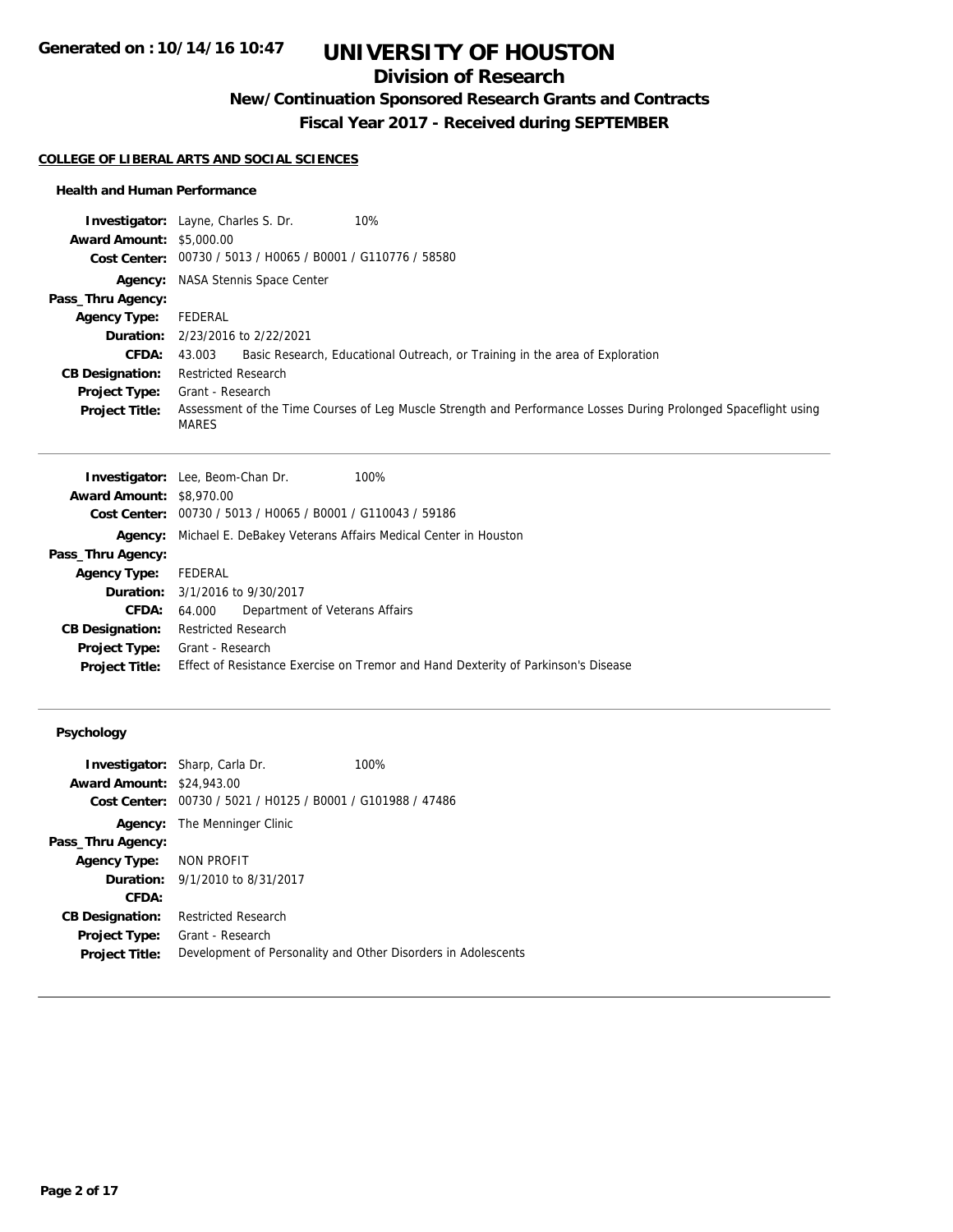# UNIVERSITY OF HOUSTON

## Division of Research

### New/Continuation Sponsored Research Grants and Contracts

### Fiscal Year 2017 - Received during SEPTEMBER

**COLLEGE OF LIBERAL ARTS AND SOCIAL SCIENCES**

#### Health and Human Performance

**Investigator:** Layne, Charles S. Dr. 10%
**Award Amount:** $5,000.00
**Cost Center:** 00730 / 5013 / H0065 / B0001 / G110776 / 58580
**Agency:** NASA Stennis Space Center
**Pass_Thru Agency:**
**Agency Type:** FEDERAL
**Duration:** 2/23/2016 to 2/22/2021
**CFDA:** 43.003 Basic Research, Educational Outreach, or Training in the area of Exploration
**CB Designation:** Restricted Research
**Project Type:** Grant - Research
**Project Title:** Assessment of the Time Courses of Leg Muscle Strength and Performance Losses During Prolonged Spaceflight using MARES

---

**Investigator:** Lee, Beom-Chan Dr. 100%
**Award Amount:** $8,970.00
**Cost Center:** 00730 / 5013 / H0065 / B0001 / G110043 / 59186
**Agency:** Michael E. DeBakey Veterans Affairs Medical Center in Houston
**Pass_Thru Agency:**
**Agency Type:** FEDERAL
**Duration:** 3/1/2016 to 9/30/2017
**CFDA:** 64.000 Department of Veterans Affairs
**CB Designation:** Restricted Research
**Project Type:** Grant - Research
**Project Title:** Effect of Resistance Exercise on Tremor and Hand Dexterity of Parkinson's Disease

---

#### Psychology

**Investigator:** Sharp, Carla Dr. 100%
**Award Amount:** $24,943.00
**Cost Center:** 00730 / 5021 / H0125 / B0001 / G101988 / 47486
**Agency:** The Menninger Clinic
**Pass_Thru Agency:**
**Agency Type:** NON PROFIT
**Duration:** 9/1/2010 to 8/31/2017
**CFDA:**
**CB Designation:** Restricted Research
**Project Type:** Grant - Research
**Project Title:** Development of Personality and Other Disorders in Adolescents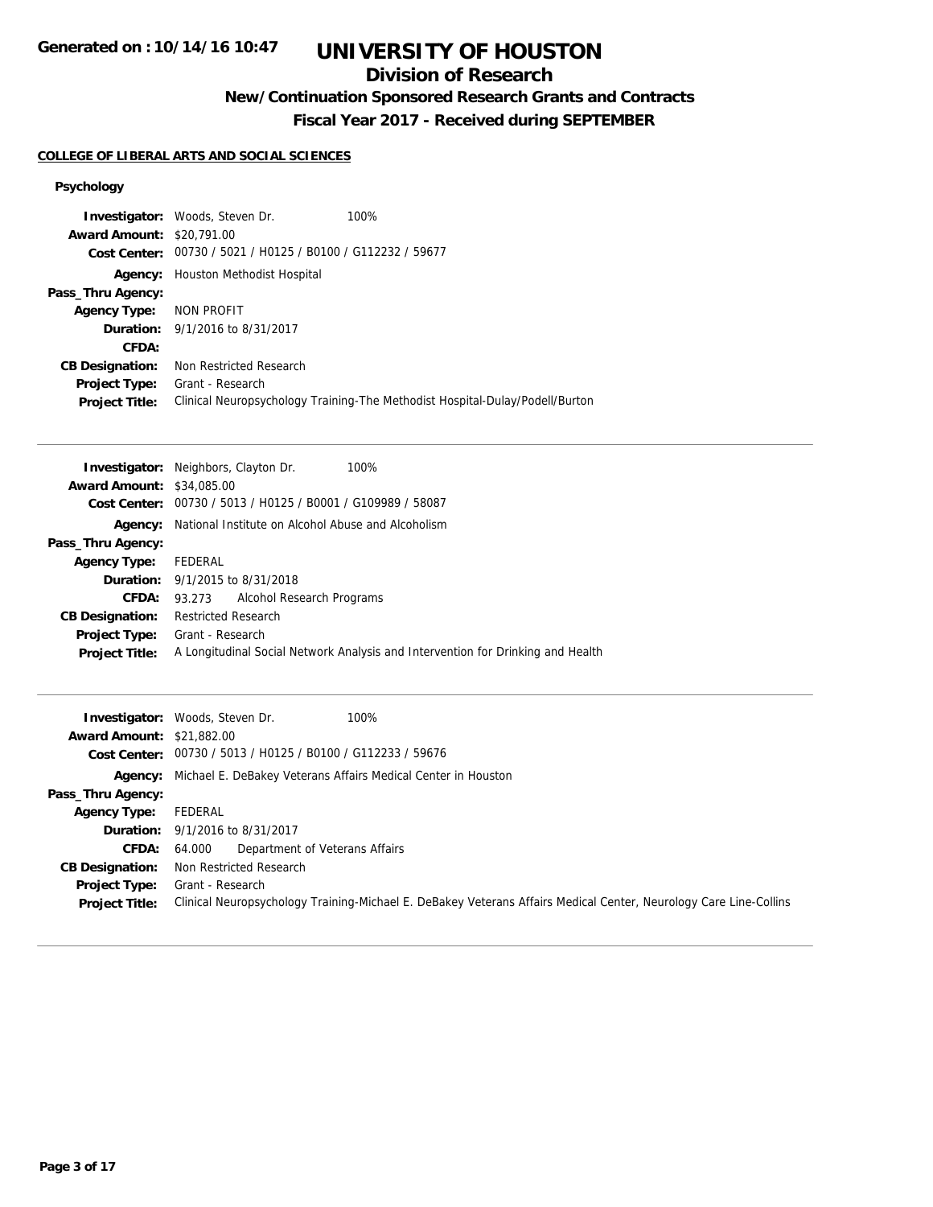# UNIVERSITY OF HOUSTON

## Division of Research

### New/Continuation Sponsored Research Grants and Contracts

### Fiscal Year 2017 - Received during SEPTEMBER

**COLLEGE OF LIBERAL ARTS AND SOCIAL SCIENCES**

**Psychology**

**Investigator:** Woods, Steven Dr. 100%
**Award Amount:** $20,791.00
**Cost Center:** 00730 / 5021 / H0125 / B0100 / G112232 / 59677
**Agency:** Houston Methodist Hospital
**Pass_Thru Agency:**
**Agency Type:** NON PROFIT
**Duration:** 9/1/2016 to 8/31/2017
**CFDA:**
**CB Designation:** Non Restricted Research
**Project Type:** Grant - Research
**Project Title:** Clinical Neuropsychology Training-The Methodist Hospital-Dulay/Podell/Burton

---

**Investigator:** Neighbors, Clayton Dr. 100%
**Award Amount:** $34,085.00
**Cost Center:** 00730 / 5013 / H0125 / B0001 / G109989 / 58087
**Agency:** National Institute on Alcohol Abuse and Alcoholism
**Pass_Thru Agency:**
**Agency Type:** FEDERAL
**Duration:** 9/1/2015 to 8/31/2018
**CFDA:** 93.273 Alcohol Research Programs
**CB Designation:** Restricted Research
**Project Type:** Grant - Research
**Project Title:** A Longitudinal Social Network Analysis and Intervention for Drinking and Health

---

**Investigator:** Woods, Steven Dr. 100%
**Award Amount:** $21,882.00
**Cost Center:** 00730 / 5013 / H0125 / B0100 / G112233 / 59676
**Agency:** Michael E. DeBakey Veterans Affairs Medical Center in Houston
**Pass_Thru Agency:**
**Agency Type:** FEDERAL
**Duration:** 9/1/2016 to 8/31/2017
**CFDA:** 64.000 Department of Veterans Affairs
**CB Designation:** Non Restricted Research
**Project Type:** Grant - Research
**Project Title:** Clinical Neuropsychology Training-Michael E. DeBakey Veterans Affairs Medical Center, Neurology Care Line-Collins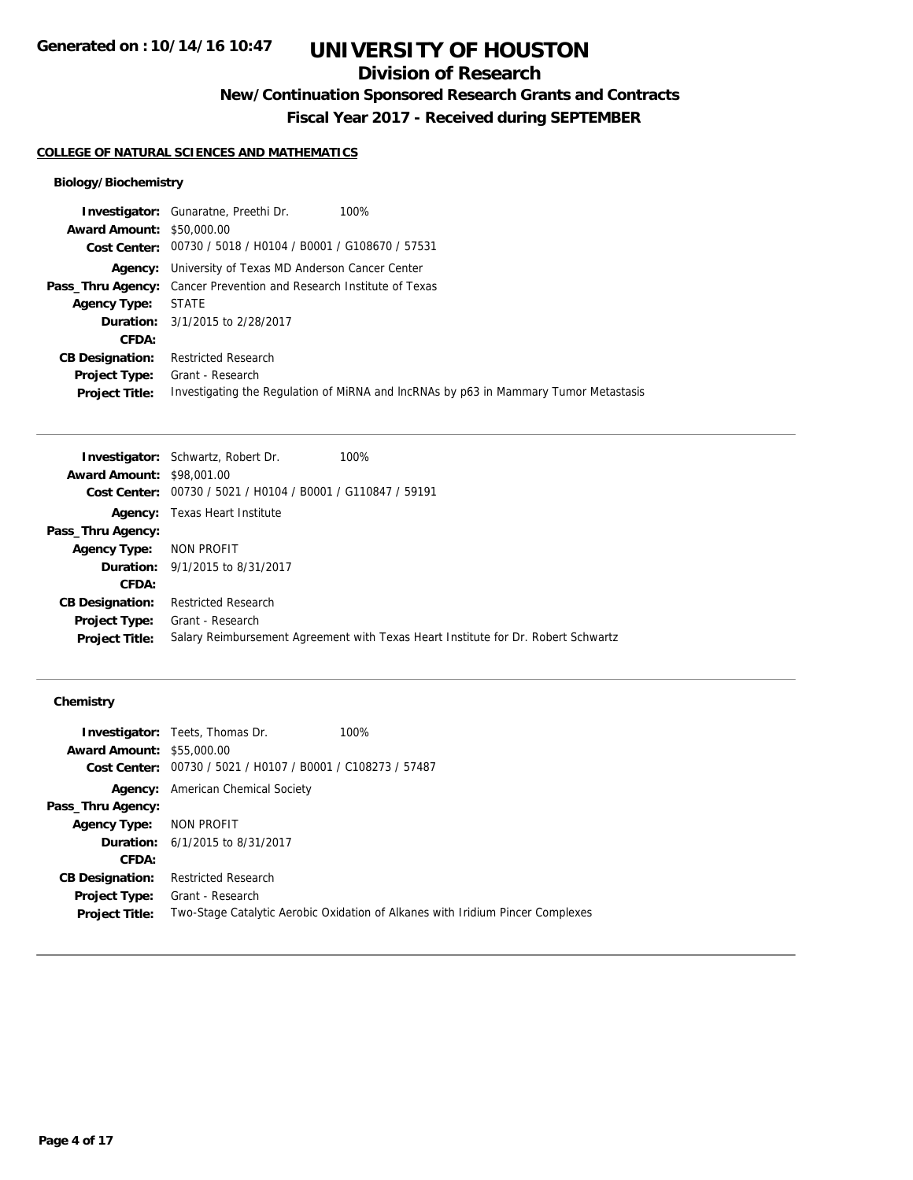**Generated on : 10/14/16 10:47**

# UNIVERSITY OF HOUSTON

## Division of Research

### New/Continuation Sponsored Research Grants and Contracts

### Fiscal Year 2017 - Received during SEPTEMBER

**COLLEGE OF NATURAL SCIENCES AND MATHEMATICS**

#### Biology/Biochemistry

**Investigator:** Gunaratne, Preethi Dr. 100%
**Award Amount:** $50,000.00
**Cost Center:** 00730 / 5018 / H0104 / B0001 / G108670 / 57531
**Agency:** University of Texas MD Anderson Cancer Center
**Pass_Thru Agency:** Cancer Prevention and Research Institute of Texas
**Agency Type:** STATE
**Duration:** 3/1/2015 to 2/28/2017
**CFDA:**
**CB Designation:** Restricted Research
**Project Type:** Grant - Research
**Project Title:** Investigating the Regulation of MiRNA and lncRNAs by p63 in Mammary Tumor Metastasis

---

**Investigator:** Schwartz, Robert Dr. 100%
**Award Amount:** $98,001.00
**Cost Center:** 00730 / 5021 / H0104 / B0001 / G110847 / 59191
**Agency:** Texas Heart Institute
**Pass_Thru Agency:**
**Agency Type:** NON PROFIT
**Duration:** 9/1/2015 to 8/31/2017
**CFDA:**
**CB Designation:** Restricted Research
**Project Type:** Grant - Research
**Project Title:** Salary Reimbursement Agreement with Texas Heart Institute for Dr. Robert Schwartz

---

#### Chemistry

**Investigator:** Teets, Thomas Dr. 100%
**Award Amount:** $55,000.00
**Cost Center:** 00730 / 5021 / H0107 / B0001 / C108273 / 57487
**Agency:** American Chemical Society
**Pass_Thru Agency:**
**Agency Type:** NON PROFIT
**Duration:** 6/1/2015 to 8/31/2017
**CFDA:**
**CB Designation:** Restricted Research
**Project Type:** Grant - Research
**Project Title:** Two-Stage Catalytic Aerobic Oxidation of Alkanes with Iridium Pincer Complexes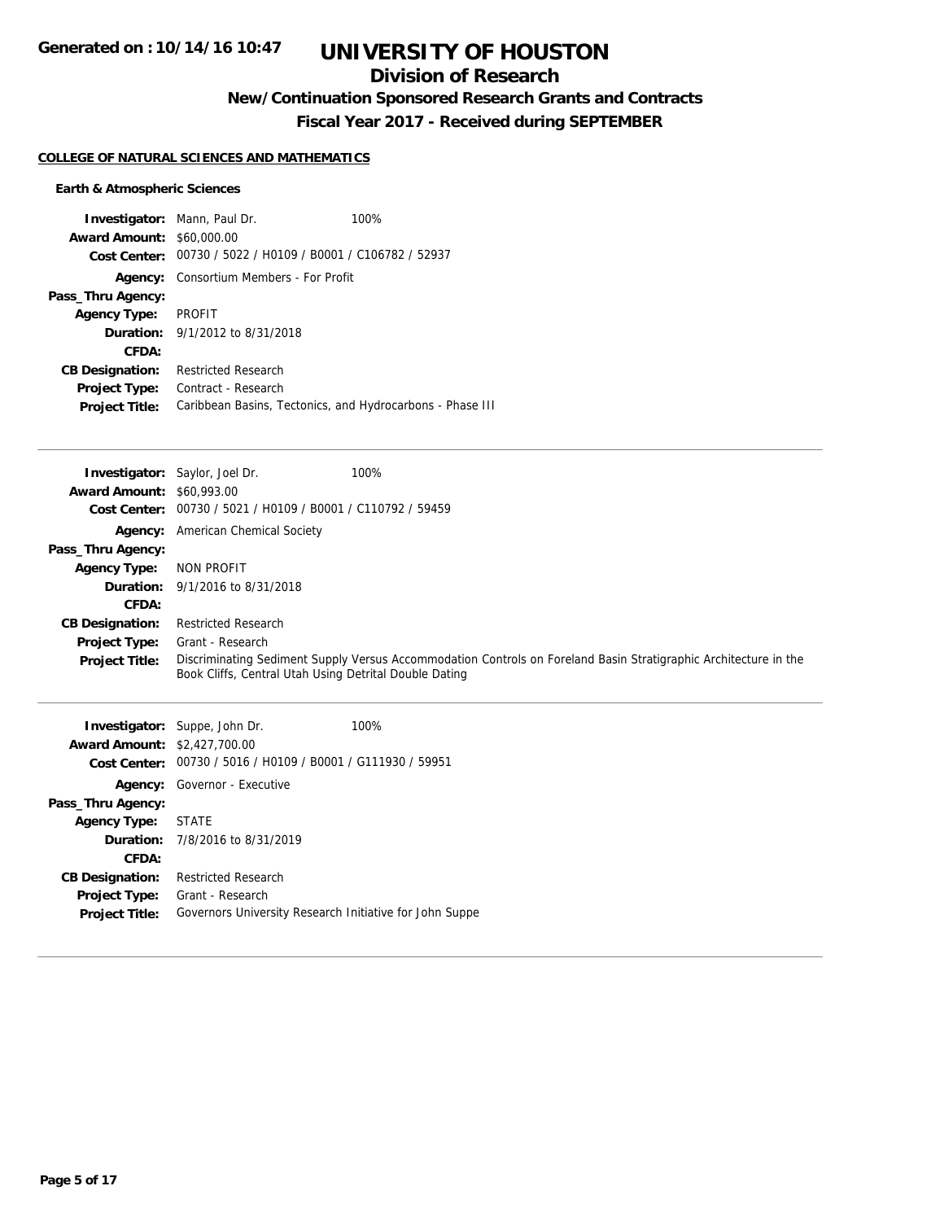**Generated on : 10/14/16 10:47**

# UNIVERSITY OF HOUSTON

## Division of Research

### New/Continuation Sponsored Research Grants and Contracts

### Fiscal Year 2017 - Received during SEPTEMBER

**COLLEGE OF NATURAL SCIENCES AND MATHEMATICS**

**Earth & Atmospheric Sciences**

**Investigator:** Mann, Paul Dr. 100%
**Award Amount:** $60,000.00
**Cost Center:** 00730 / 5022 / H0109 / B0001 / C106782 / 52937
**Agency:** Consortium Members - For Profit
**Pass_Thru Agency:**
**Agency Type:** PROFIT
**Duration:** 9/1/2012 to 8/31/2018
**CFDA:**
**CB Designation:** Restricted Research
**Project Type:** Contract - Research
**Project Title:** Caribbean Basins, Tectonics, and Hydrocarbons - Phase III

---

**Investigator:** Saylor, Joel Dr. 100%
**Award Amount:** $60,993.00
**Cost Center:** 00730 / 5021 / H0109 / B0001 / C110792 / 59459
**Agency:** American Chemical Society
**Pass_Thru Agency:**
**Agency Type:** NON PROFIT
**Duration:** 9/1/2016 to 8/31/2018
**CFDA:**
**CB Designation:** Restricted Research
**Project Type:** Grant - Research
**Project Title:** Discriminating Sediment Supply Versus Accommodation Controls on Foreland Basin Stratigraphic Architecture in the Book Cliffs, Central Utah Using Detrital Double Dating

---

**Investigator:** Suppe, John Dr. 100%
**Award Amount:** $2,427,700.00
**Cost Center:** 00730 / 5016 / H0109 / B0001 / G111930 / 59951
**Agency:** Governor - Executive
**Pass_Thru Agency:**
**Agency Type:** STATE
**Duration:** 7/8/2016 to 8/31/2019
**CFDA:**
**CB Designation:** Restricted Research
**Project Type:** Grant - Research
**Project Title:** Governors University Research Initiative for John Suppe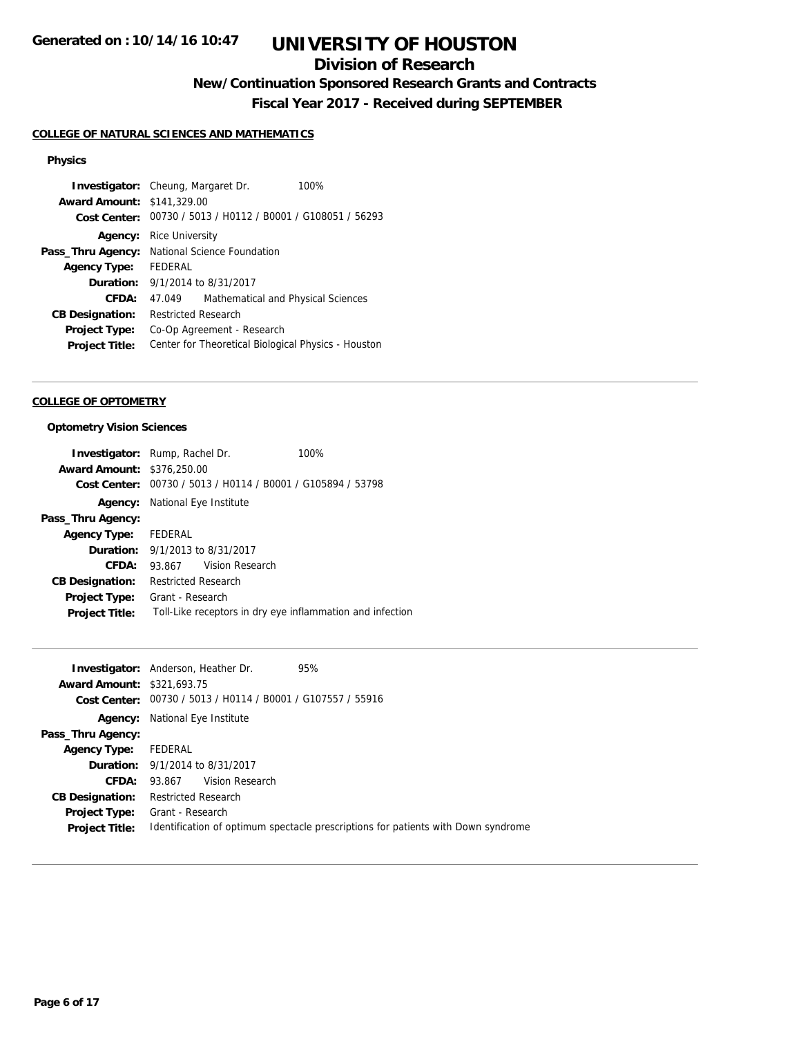**COLLEGE OF NATURAL SCIENCES AND MATHEMATICS**

**Physics**

| | |
|---|---|
| **Investigator:** | Cheung, Margaret Dr. 100% |
| **Award Amount:** | $141,329.00 |
| **Cost Center:** | 00730 / 5013 / H0112 / B0001 / G108051 / 56293 |
| **Agency:** | Rice University |
| **Pass_Thru Agency:** | National Science Foundation |
| **Agency Type:** | FEDERAL |
| **Duration:** | 9/1/2014 to 8/31/2017 |
| **CFDA:** | 47.049 Mathematical and Physical Sciences |
| **CB Designation:** | Restricted Research |
| **Project Type:** | Co-Op Agreement - Research |
| **Project Title:** | Center for Theoretical Biological Physics - Houston |

---

**COLLEGE OF OPTOMETRY**

**Optometry Vision Sciences**

| | |
|---|---|
| **Investigator:** | Rump, Rachel Dr. 100% |
| **Award Amount:** | $376,250.00 |
| **Cost Center:** | 00730 / 5013 / H0114 / B0001 / G105894 / 53798 |
| **Agency:** | National Eye Institute |
| **Pass_Thru Agency:** | |
| **Agency Type:** | FEDERAL |
| **Duration:** | 9/1/2013 to 8/31/2017 |
| **CFDA:** | 93.867 Vision Research |
| **CB Designation:** | Restricted Research |
| **Project Type:** | Grant - Research |
| **Project Title:** | Toll-Like receptors in dry eye inflammation and infection |

---

| | |
|---|---|
| **Investigator:** | Anderson, Heather Dr. 95% |
| **Award Amount:** | $321,693.75 |
| **Cost Center:** | 00730 / 5013 / H0114 / B0001 / G107557 / 55916 |
| **Agency:** | National Eye Institute |
| **Pass_Thru Agency:** | |
| **Agency Type:** | FEDERAL |
| **Duration:** | 9/1/2014 to 8/31/2017 |
| **CFDA:** | 93.867 Vision Research |
| **CB Designation:** | Restricted Research |
| **Project Type:** | Grant - Research |
| **Project Title:** | Identification of optimum spectacle prescriptions for patients with Down syndrome |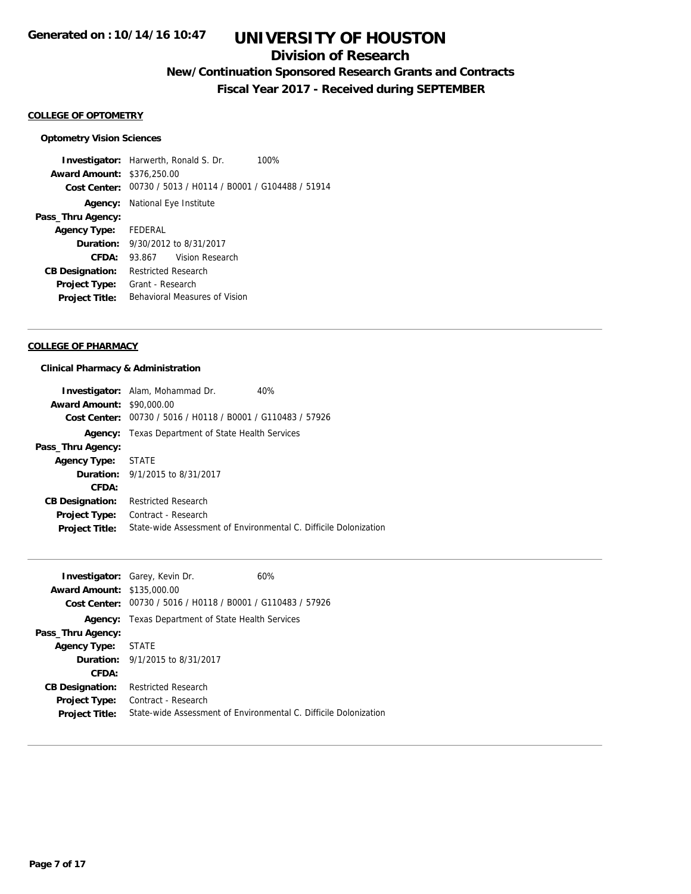# UNIVERSITY OF HOUSTON

## Division of Research

### New/Continuation Sponsored Research Grants and Contracts

### Fiscal Year 2017 - Received during SEPTEMBER

Generated on : 10/14/16 10:47

**COLLEGE OF OPTOMETRY**

**Optometry Vision Sciences**

**Investigator:** Harwerth, Ronald S. Dr. 100%
**Award Amount:** $376,250.00
**Cost Center:** 00730 / 5013 / H0114 / B0001 / G104488 / 51914
**Agency:** National Eye Institute
**Pass_Thru Agency:**
**Agency Type:** FEDERAL
**Duration:** 9/30/2012 to 8/31/2017
**CFDA:** 93.867 Vision Research
**CB Designation:** Restricted Research
**Project Type:** Grant - Research
**Project Title:** Behavioral Measures of Vision

---

**COLLEGE OF PHARMACY**

**Clinical Pharmacy & Administration**

**Investigator:** Alam, Mohammad Dr. 40%
**Award Amount:** $90,000.00
**Cost Center:** 00730 / 5016 / H0118 / B0001 / G110483 / 57926
**Agency:** Texas Department of State Health Services
**Pass_Thru Agency:**
**Agency Type:** STATE
**Duration:** 9/1/2015 to 8/31/2017
**CFDA:**
**CB Designation:** Restricted Research
**Project Type:** Contract - Research
**Project Title:** State-wide Assessment of Environmental C. Difficile Dolonization

---

**Investigator:** Garey, Kevin Dr. 60%
**Award Amount:** $135,000.00
**Cost Center:** 00730 / 5016 / H0118 / B0001 / G110483 / 57926
**Agency:** Texas Department of State Health Services
**Pass_Thru Agency:**
**Agency Type:** STATE
**Duration:** 9/1/2015 to 8/31/2017
**CFDA:**
**CB Designation:** Restricted Research
**Project Type:** Contract - Research
**Project Title:** State-wide Assessment of Environmental C. Difficile Dolonization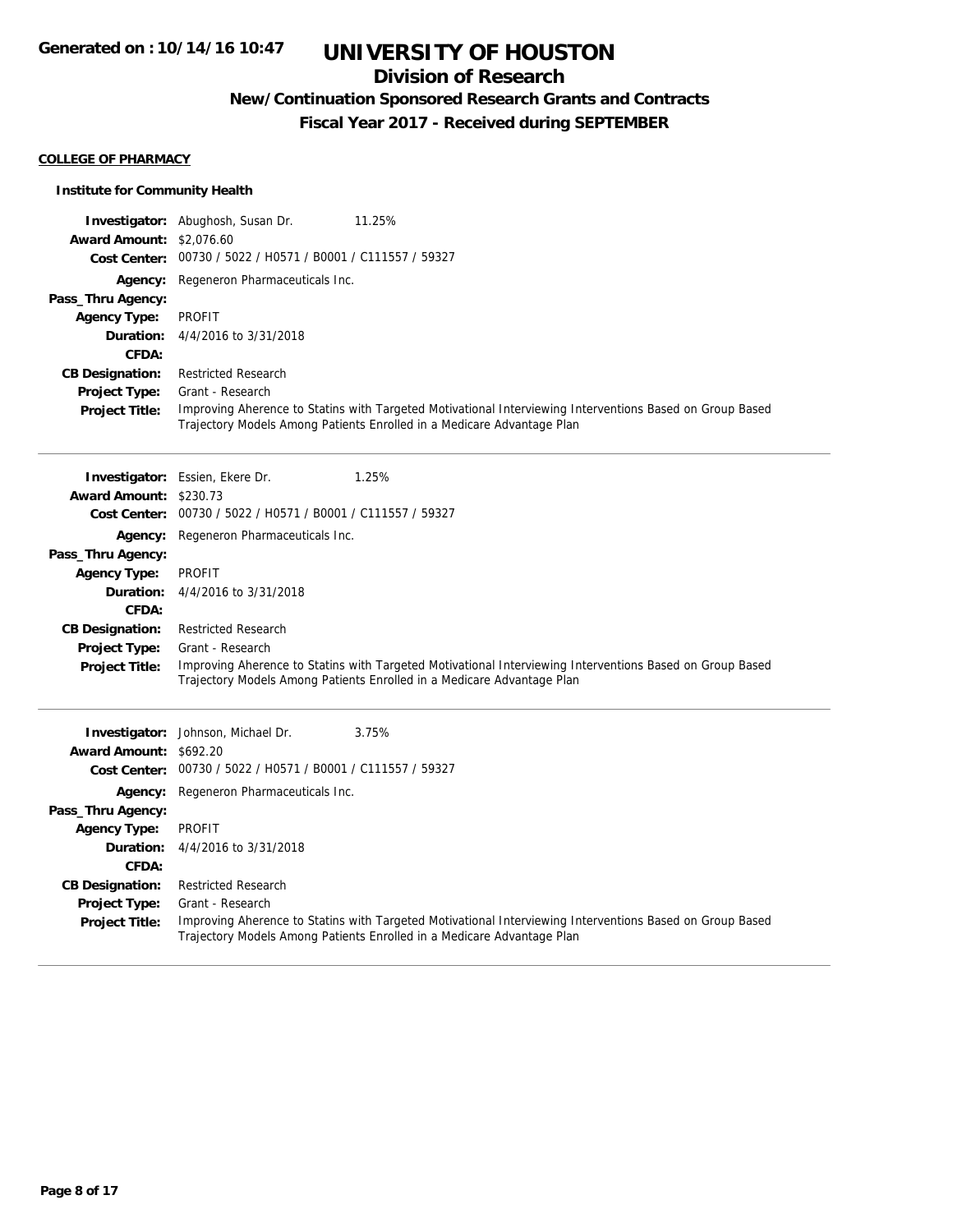**Generated on : 10/14/16 10:47**

# UNIVERSITY OF HOUSTON

## Division of Research

### New/Continuation Sponsored Research Grants and Contracts

### Fiscal Year 2017 - Received during SEPTEMBER

**COLLEGE OF PHARMACY**

**Institute for Community Health**

**Investigator:** Abughosh, Susan Dr. 11.25%
**Award Amount:** $2,076.60
**Cost Center:** 00730 / 5022 / H0571 / B0001 / C111557 / 59327
**Agency:** Regeneron Pharmaceuticals Inc.
**Pass_Thru Agency:**
**Agency Type:** PROFIT
**Duration:** 4/4/2016 to 3/31/2018
**CFDA:**
**CB Designation:** Restricted Research
**Project Type:** Grant - Research
**Project Title:** Improving Aherence to Statins with Targeted Motivational Interviewing Interventions Based on Group Based Trajectory Models Among Patients Enrolled in a Medicare Advantage Plan

---

**Investigator:** Essien, Ekere Dr. 1.25%
**Award Amount:** $230.73
**Cost Center:** 00730 / 5022 / H0571 / B0001 / C111557 / 59327
**Agency:** Regeneron Pharmaceuticals Inc.
**Pass_Thru Agency:**
**Agency Type:** PROFIT
**Duration:** 4/4/2016 to 3/31/2018
**CFDA:**
**CB Designation:** Restricted Research
**Project Type:** Grant - Research
**Project Title:** Improving Aherence to Statins with Targeted Motivational Interviewing Interventions Based on Group Based Trajectory Models Among Patients Enrolled in a Medicare Advantage Plan

---

**Investigator:** Johnson, Michael Dr. 3.75%
**Award Amount:** $692.20
**Cost Center:** 00730 / 5022 / H0571 / B0001 / C111557 / 59327
**Agency:** Regeneron Pharmaceuticals Inc.
**Pass_Thru Agency:**
**Agency Type:** PROFIT
**Duration:** 4/4/2016 to 3/31/2018
**CFDA:**
**CB Designation:** Restricted Research
**Project Type:** Grant - Research
**Project Title:** Improving Aherence to Statins with Targeted Motivational Interviewing Interventions Based on Group Based Trajectory Models Among Patients Enrolled in a Medicare Advantage Plan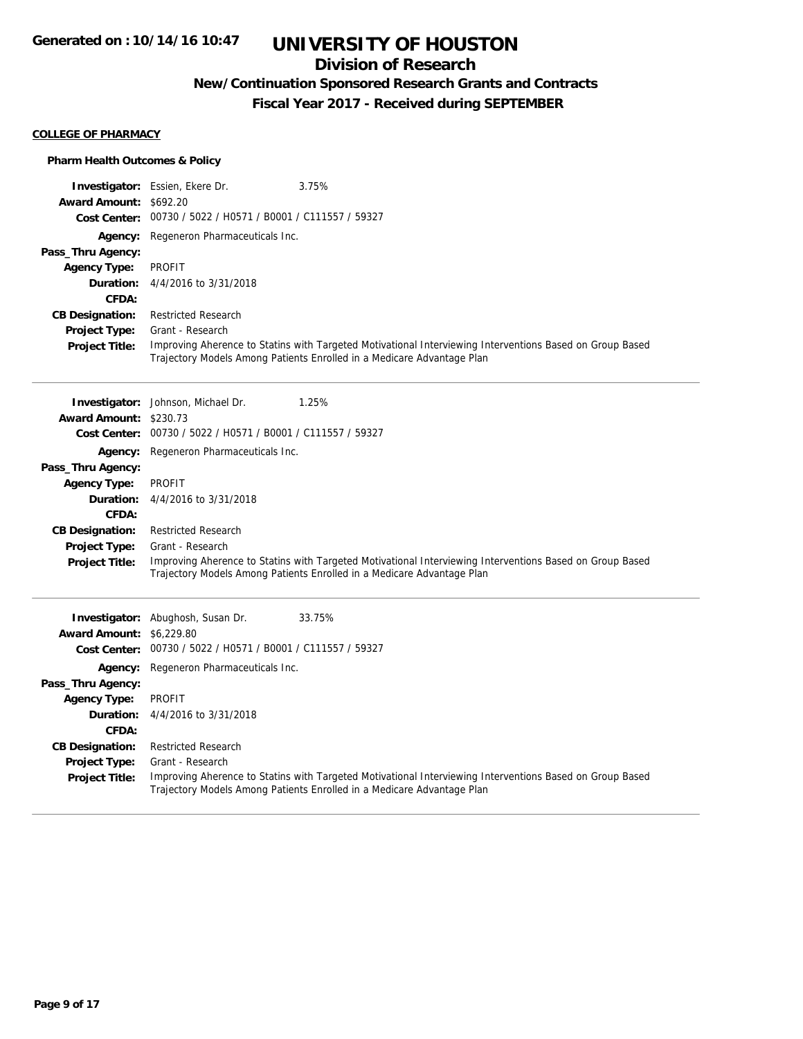# UNIVERSITY OF HOUSTON

## Division of Research

### New/Continuation Sponsored Research Grants and Contracts

### Fiscal Year 2017 - Received during SEPTEMBER

**COLLEGE OF PHARMACY**

**Pharm Health Outcomes & Policy**

**Investigator:** Essien, Ekere Dr. 3.75%
**Award Amount:** $692.20
**Cost Center:** 00730 / 5022 / H0571 / B0001 / C111557 / 59327
**Agency:** Regeneron Pharmaceuticals Inc.
**Pass_Thru Agency:**
**Agency Type:** PROFIT
**Duration:** 4/4/2016 to 3/31/2018
**CFDA:**
**CB Designation:** Restricted Research
**Project Type:** Grant - Research
**Project Title:** Improving Aherence to Statins with Targeted Motivational Interviewing Interventions Based on Group Based Trajectory Models Among Patients Enrolled in a Medicare Advantage Plan

---

**Investigator:** Johnson, Michael Dr. 1.25%
**Award Amount:** $230.73
**Cost Center:** 00730 / 5022 / H0571 / B0001 / C111557 / 59327
**Agency:** Regeneron Pharmaceuticals Inc.
**Pass_Thru Agency:**
**Agency Type:** PROFIT
**Duration:** 4/4/2016 to 3/31/2018
**CFDA:**
**CB Designation:** Restricted Research
**Project Type:** Grant - Research
**Project Title:** Improving Aherence to Statins with Targeted Motivational Interviewing Interventions Based on Group Based Trajectory Models Among Patients Enrolled in a Medicare Advantage Plan

---

**Investigator:** Abughosh, Susan Dr. 33.75%
**Award Amount:** $6,229.80
**Cost Center:** 00730 / 5022 / H0571 / B0001 / C111557 / 59327
**Agency:** Regeneron Pharmaceuticals Inc.
**Pass_Thru Agency:**
**Agency Type:** PROFIT
**Duration:** 4/4/2016 to 3/31/2018
**CFDA:**
**CB Designation:** Restricted Research
**Project Type:** Grant - Research
**Project Title:** Improving Aherence to Statins with Targeted Motivational Interviewing Interventions Based on Group Based Trajectory Models Among Patients Enrolled in a Medicare Advantage Plan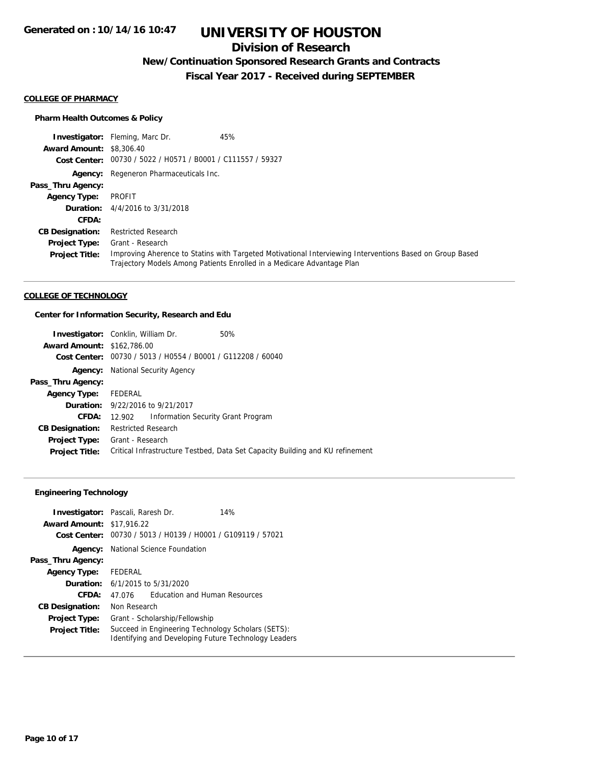# UNIVERSITY OF HOUSTON

## Division of Research

### New/Continuation Sponsored Research Grants and Contracts

### Fiscal Year 2017 - Received during SEPTEMBER

Generated on : 10/14/16 10:47

**COLLEGE OF PHARMACY**

**Pharm Health Outcomes & Policy**

**Investigator:** Fleming, Marc Dr. 45%
**Award Amount:** $8,306.40
**Cost Center:** 00730 / 5022 / H0571 / B0001 / C111557 / 59327
**Agency:** Regeneron Pharmaceuticals Inc.
**Pass_Thru Agency:**
**Agency Type:** PROFIT
**Duration:** 4/4/2016 to 3/31/2018
**CFDA:**
**CB Designation:** Restricted Research
**Project Type:** Grant - Research
**Project Title:** Improving Aherence to Statins with Targeted Motivational Interviewing Interventions Based on Group Based Trajectory Models Among Patients Enrolled in a Medicare Advantage Plan

---

**COLLEGE OF TECHNOLOGY**

**Center for Information Security, Research and Edu**

**Investigator:** Conklin, William Dr. 50%
**Award Amount:** $162,786.00
**Cost Center:** 00730 / 5013 / H0554 / B0001 / G112208 / 60040
**Agency:** National Security Agency
**Pass_Thru Agency:**
**Agency Type:** FEDERAL
**Duration:** 9/22/2016 to 9/21/2017
**CFDA:** 12.902 Information Security Grant Program
**CB Designation:** Restricted Research
**Project Type:** Grant - Research
**Project Title:** Critical Infrastructure Testbed, Data Set Capacity Building and KU refinement

---

**Engineering Technology**

**Investigator:** Pascali, Raresh Dr. 14%
**Award Amount:** $17,916.22
**Cost Center:** 00730 / 5013 / H0139 / H0001 / G109119 / 57021
**Agency:** National Science Foundation
**Pass_Thru Agency:**
**Agency Type:** FEDERAL
**Duration:** 6/1/2015 to 5/31/2020
**CFDA:** 47.076 Education and Human Resources
**CB Designation:** Non Research
**Project Type:** Grant - Scholarship/Fellowship
**Project Title:** Succeed in Engineering Technology Scholars (SETS): Identifying and Developing Future Technology Leaders

---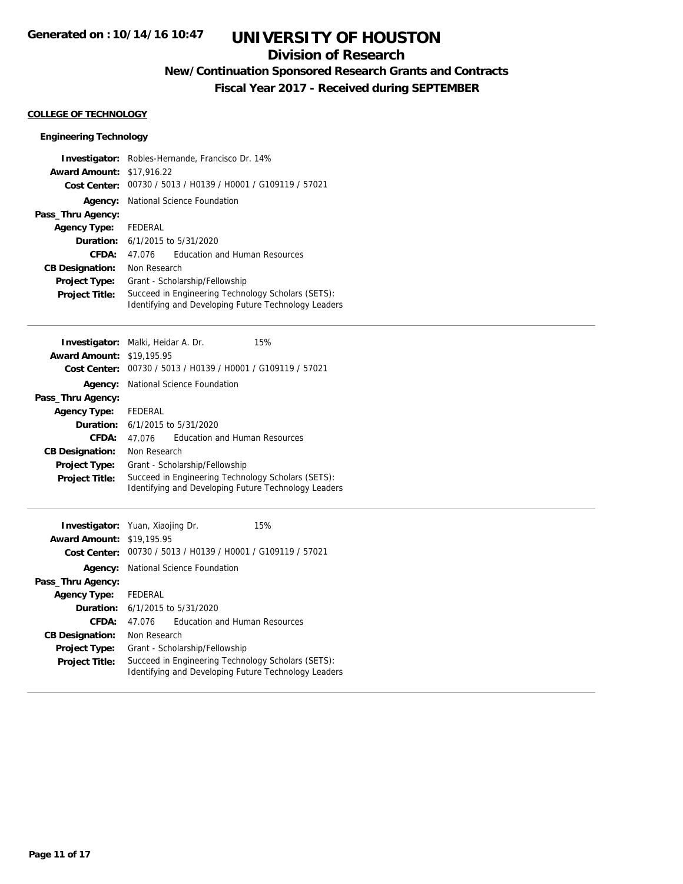# UNIVERSITY OF HOUSTON

## Division of Research

### New/Continuation Sponsored Research Grants and Contracts

### Fiscal Year 2017 - Received during SEPTEMBER

Generated on : 10/14/16 10:47

**COLLEGE OF TECHNOLOGY**

**Engineering Technology**

**Investigator:** Robles-Hernande, Francisco Dr. 14%
**Award Amount:** $17,916.22
**Cost Center:** 00730 / 5013 / H0139 / H0001 / G109119 / 57021
**Agency:** National Science Foundation
**Pass_Thru Agency:**
**Agency Type:** FEDERAL
**Duration:** 6/1/2015 to 5/31/2020
**CFDA:** 47.076 Education and Human Resources
**CB Designation:** Non Research
**Project Type:** Grant - Scholarship/Fellowship
**Project Title:** Succeed in Engineering Technology Scholars (SETS): Identifying and Developing Future Technology Leaders

---

**Investigator:** Malki, Heidar A. Dr. 15%
**Award Amount:** $19,195.95
**Cost Center:** 00730 / 5013 / H0139 / H0001 / G109119 / 57021
**Agency:** National Science Foundation
**Pass_Thru Agency:**
**Agency Type:** FEDERAL
**Duration:** 6/1/2015 to 5/31/2020
**CFDA:** 47.076 Education and Human Resources
**CB Designation:** Non Research
**Project Type:** Grant - Scholarship/Fellowship
**Project Title:** Succeed in Engineering Technology Scholars (SETS): Identifying and Developing Future Technology Leaders

---

**Investigator:** Yuan, Xiaojing Dr. 15%
**Award Amount:** $19,195.95
**Cost Center:** 00730 / 5013 / H0139 / H0001 / G109119 / 57021
**Agency:** National Science Foundation
**Pass_Thru Agency:**
**Agency Type:** FEDERAL
**Duration:** 6/1/2015 to 5/31/2020
**CFDA:** 47.076 Education and Human Resources
**CB Designation:** Non Research
**Project Type:** Grant - Scholarship/Fellowship
**Project Title:** Succeed in Engineering Technology Scholars (SETS): Identifying and Developing Future Technology Leaders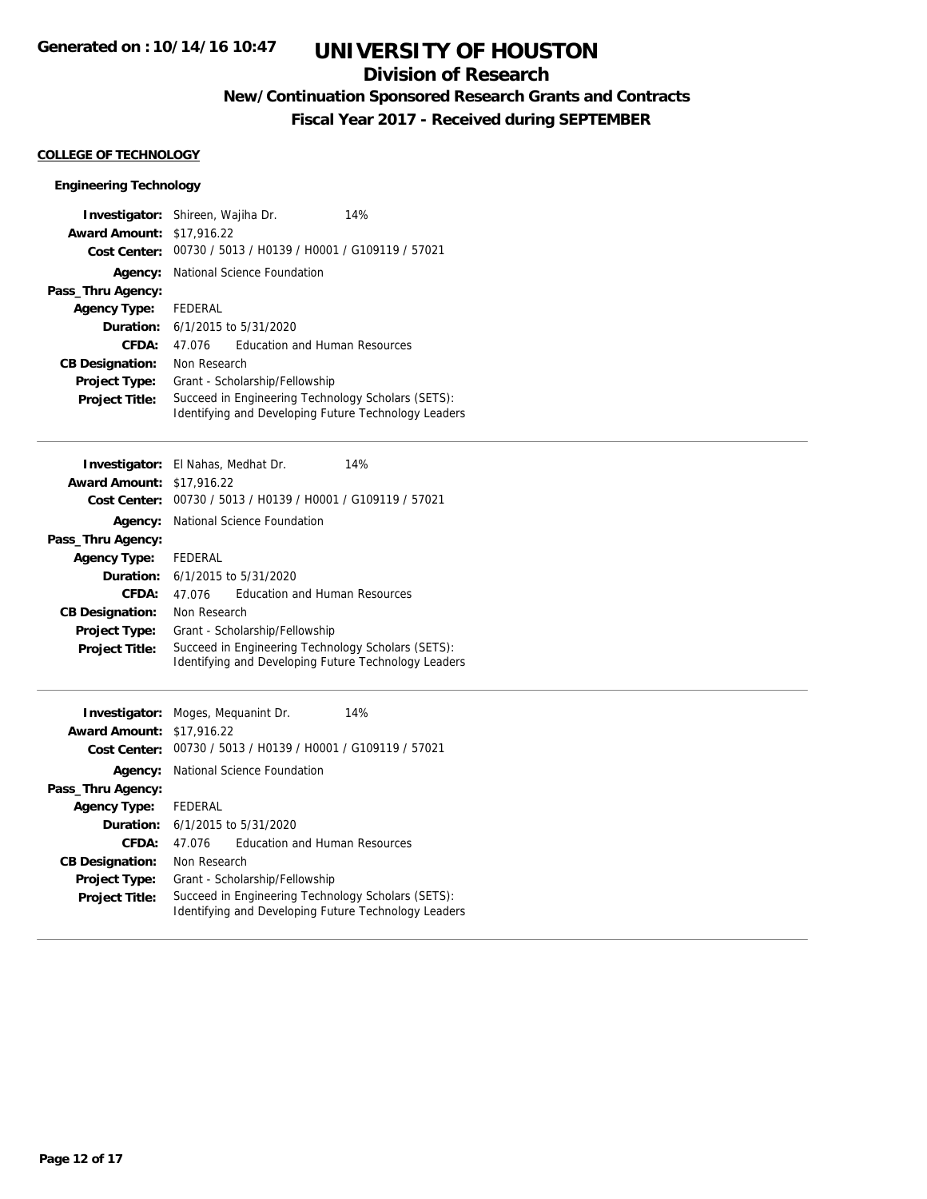# UNIVERSITY OF HOUSTON

## Division of Research

### New/Continuation Sponsored Research Grants and Contracts

### Fiscal Year 2017 - Received during SEPTEMBER

**COLLEGE OF TECHNOLOGY**

**Engineering Technology**

**Investigator:** Shireen, Wajiha Dr. 14%
**Award Amount:** $17,916.22
**Cost Center:** 00730 / 5013 / H0139 / H0001 / G109119 / 57021
**Agency:** National Science Foundation
**Pass_Thru Agency:**
**Agency Type:** FEDERAL
**Duration:** 6/1/2015 to 5/31/2020
**CFDA:** 47.076 Education and Human Resources
**CB Designation:** Non Research
**Project Type:** Grant - Scholarship/Fellowship
**Project Title:** Succeed in Engineering Technology Scholars (SETS): Identifying and Developing Future Technology Leaders

---

**Investigator:** El Nahas, Medhat Dr. 14%
**Award Amount:** $17,916.22
**Cost Center:** 00730 / 5013 / H0139 / H0001 / G109119 / 57021
**Agency:** National Science Foundation
**Pass_Thru Agency:**
**Agency Type:** FEDERAL
**Duration:** 6/1/2015 to 5/31/2020
**CFDA:** 47.076 Education and Human Resources
**CB Designation:** Non Research
**Project Type:** Grant - Scholarship/Fellowship
**Project Title:** Succeed in Engineering Technology Scholars (SETS): Identifying and Developing Future Technology Leaders

---

**Investigator:** Moges, Mequanint Dr. 14%
**Award Amount:** $17,916.22
**Cost Center:** 00730 / 5013 / H0139 / H0001 / G109119 / 57021
**Agency:** National Science Foundation
**Pass_Thru Agency:**
**Agency Type:** FEDERAL
**Duration:** 6/1/2015 to 5/31/2020
**CFDA:** 47.076 Education and Human Resources
**CB Designation:** Non Research
**Project Type:** Grant - Scholarship/Fellowship
**Project Title:** Succeed in Engineering Technology Scholars (SETS): Identifying and Developing Future Technology Leaders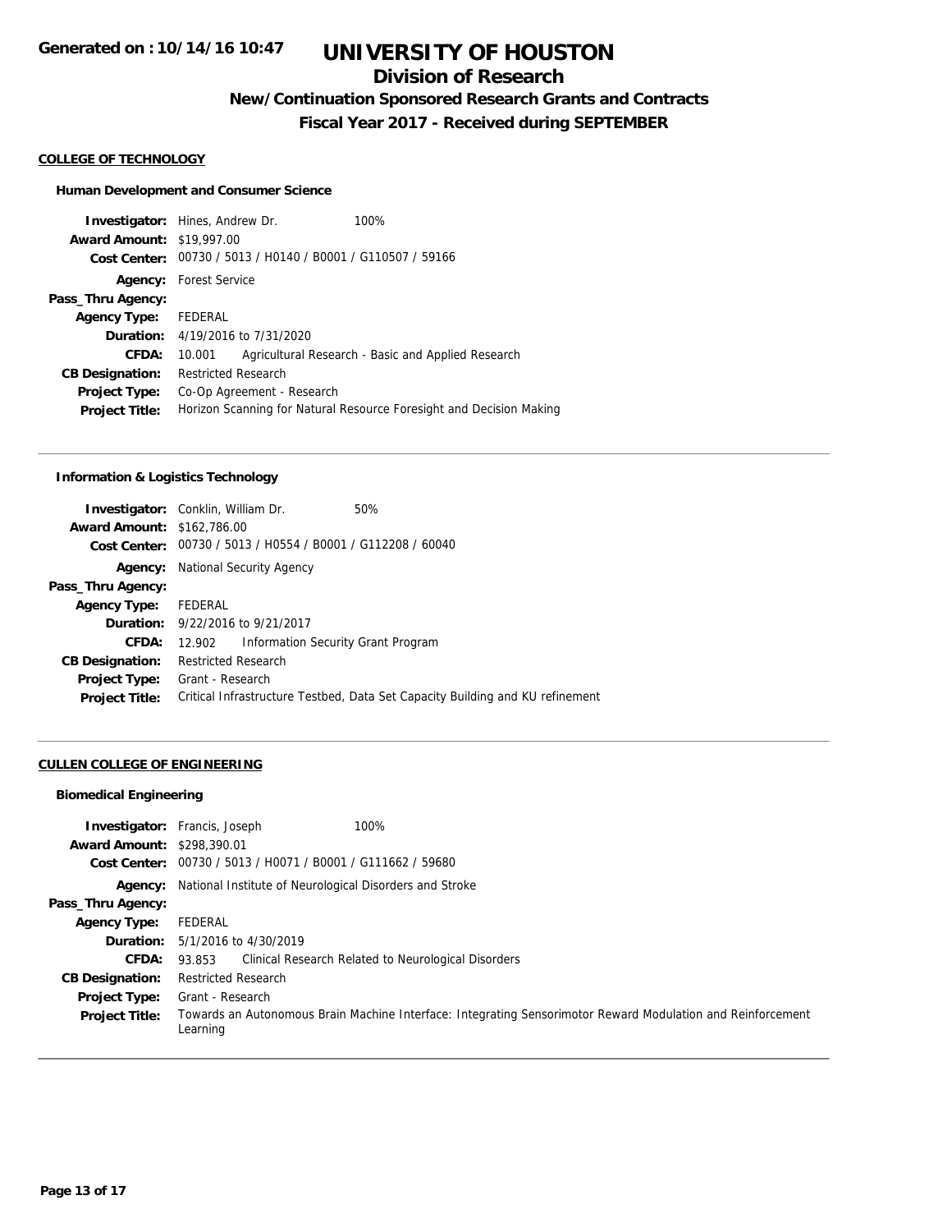**Generated on : 10/14/16 10:47**

# UNIVERSITY OF HOUSTON

## Division of Research

### New/Continuation Sponsored Research Grants and Contracts

### Fiscal Year 2017 - Received during SEPTEMBER

**COLLEGE OF TECHNOLOGY**

**Human Development and Consumer Science**

**Investigator:** Hines, Andrew Dr. 100%
**Award Amount:** $19,997.00
**Cost Center:** 00730 / 5013 / H0140 / B0001 / G110507 / 59166
**Agency:** Forest Service
**Pass_Thru Agency:**
**Agency Type:** FEDERAL
**Duration:** 4/19/2016 to 7/31/2020
**CFDA:** 10.001 Agricultural Research - Basic and Applied Research
**CB Designation:** Restricted Research
**Project Type:** Co-Op Agreement - Research
**Project Title:** Horizon Scanning for Natural Resource Foresight and Decision Making

---

**Information & Logistics Technology**

**Investigator:** Conklin, William Dr. 50%
**Award Amount:** $162,786.00
**Cost Center:** 00730 / 5013 / H0554 / B0001 / G112208 / 60040
**Agency:** National Security Agency
**Pass_Thru Agency:**
**Agency Type:** FEDERAL
**Duration:** 9/22/2016 to 9/21/2017
**CFDA:** 12.902 Information Security Grant Program
**CB Designation:** Restricted Research
**Project Type:** Grant - Research
**Project Title:** Critical Infrastructure Testbed, Data Set Capacity Building and KU refinement

---

**CULLEN COLLEGE OF ENGINEERING**

**Biomedical Engineering**

**Investigator:** Francis, Joseph 100%
**Award Amount:** $298,390.01
**Cost Center:** 00730 / 5013 / H0071 / B0001 / G111662 / 59680
**Agency:** National Institute of Neurological Disorders and Stroke
**Pass_Thru Agency:**
**Agency Type:** FEDERAL
**Duration:** 5/1/2016 to 4/30/2019
**CFDA:** 93.853 Clinical Research Related to Neurological Disorders
**CB Designation:** Restricted Research
**Project Type:** Grant - Research
**Project Title:** Towards an Autonomous Brain Machine Interface: Integrating Sensorimotor Reward Modulation and Reinforcement Learning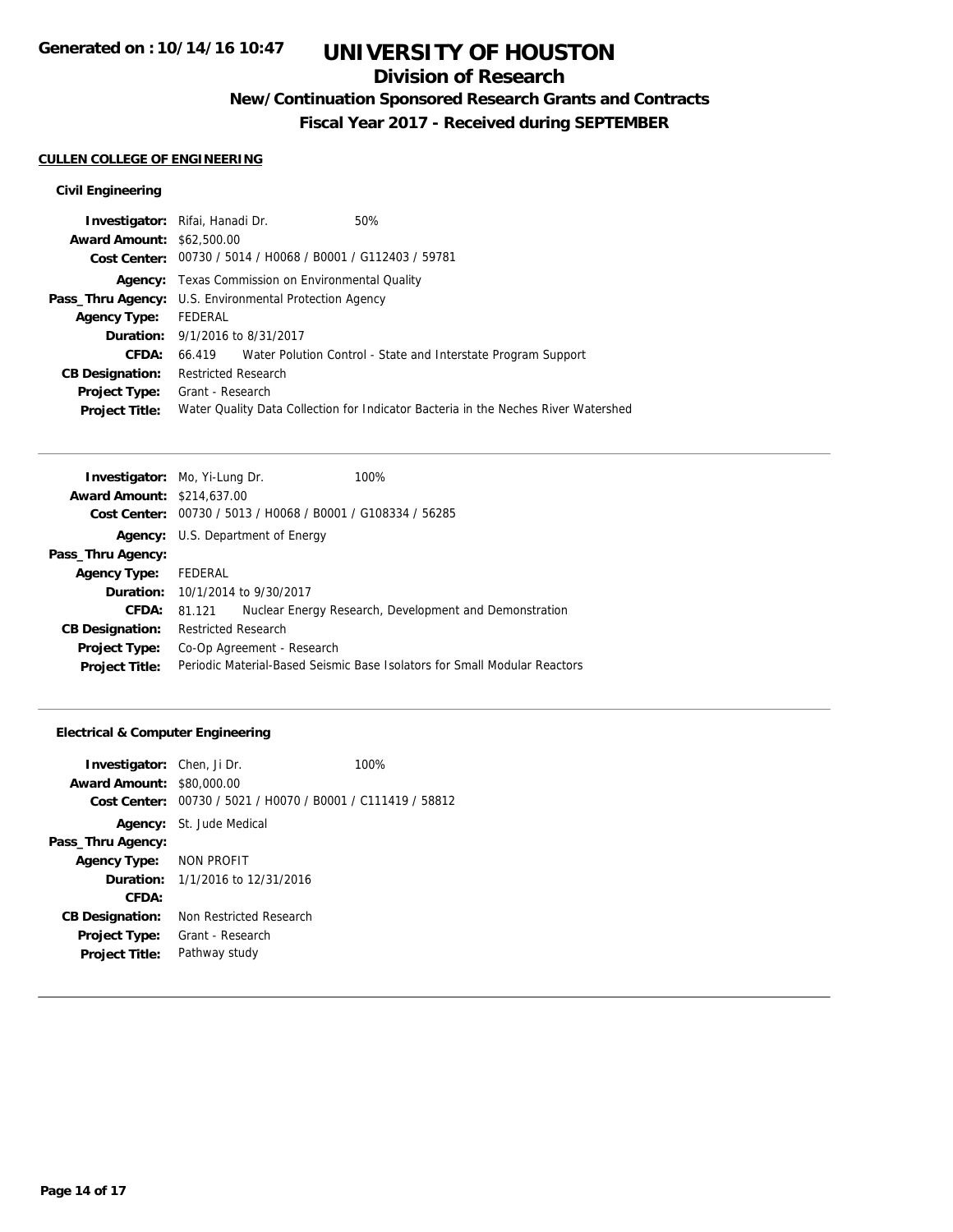# UNIVERSITY OF HOUSTON

## Division of Research

### New/Continuation Sponsored Research Grants and Contracts

### Fiscal Year 2017 - Received during SEPTEMBER

Generated on : 10/14/16 10:47

**CULLEN COLLEGE OF ENGINEERING**

**Civil Engineering**

**Investigator:** Rifai, Hanadi Dr. 50%
**Award Amount:** $62,500.00
**Cost Center:** 00730 / 5014 / H0068 / B0001 / G112403 / 59781
**Agency:** Texas Commission on Environmental Quality
**Pass_Thru Agency:** U.S. Environmental Protection Agency
**Agency Type:** FEDERAL
**Duration:** 9/1/2016 to 8/31/2017
**CFDA:** 66.419 Water Polution Control - State and Interstate Program Support
**CB Designation:** Restricted Research
**Project Type:** Grant - Research
**Project Title:** Water Quality Data Collection for Indicator Bacteria in the Neches River Watershed

---

**Investigator:** Mo, Yi-Lung Dr. 100%
**Award Amount:** $214,637.00
**Cost Center:** 00730 / 5013 / H0068 / B0001 / G108334 / 56285
**Agency:** U.S. Department of Energy
**Pass_Thru Agency:**
**Agency Type:** FEDERAL
**Duration:** 10/1/2014 to 9/30/2017
**CFDA:** 81.121 Nuclear Energy Research, Development and Demonstration
**CB Designation:** Restricted Research
**Project Type:** Co-Op Agreement - Research
**Project Title:** Periodic Material-Based Seismic Base Isolators for Small Modular Reactors

---

**Electrical & Computer Engineering**

**Investigator:** Chen, Ji Dr. 100%
**Award Amount:** $80,000.00
**Cost Center:** 00730 / 5021 / H0070 / B0001 / C111419 / 58812
**Agency:** St. Jude Medical
**Pass_Thru Agency:**
**Agency Type:** NON PROFIT
**Duration:** 1/1/2016 to 12/31/2016
**CFDA:**
**CB Designation:** Non Restricted Research
**Project Type:** Grant - Research
**Project Title:** Pathway study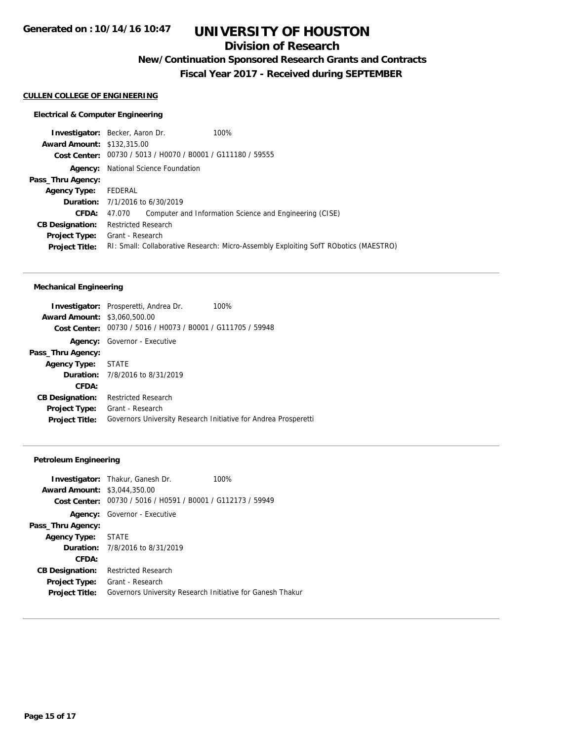**Generated on : 10/14/16 10:47**

# UNIVERSITY OF HOUSTON

## Division of Research

### New/Continuation Sponsored Research Grants and Contracts

### Fiscal Year 2017 - Received during SEPTEMBER

**CULLEN COLLEGE OF ENGINEERING**

#### Electrical & Computer Engineering

**Investigator:** Becker, Aaron Dr. 100%
**Award Amount:** $132,315.00
**Cost Center:** 00730 / 5013 / H0070 / B0001 / G111180 / 59555
**Agency:** National Science Foundation
**Pass_Thru Agency:**
**Agency Type:** FEDERAL
**Duration:** 7/1/2016 to 6/30/2019
**CFDA:** 47.070 Computer and Information Science and Engineering (CISE)
**CB Designation:** Restricted Research
**Project Type:** Grant - Research
**Project Title:** RI: Small: Collaborative Research: Micro-Assembly Exploiting SofT RObotics (MAESTRO)

---

#### Mechanical Engineering

**Investigator:** Prosperetti, Andrea Dr. 100%
**Award Amount:** $3,060,500.00
**Cost Center:** 00730 / 5016 / H0073 / B0001 / G111705 / 59948
**Agency:** Governor - Executive
**Pass_Thru Agency:**
**Agency Type:** STATE
**Duration:** 7/8/2016 to 8/31/2019
**CFDA:**
**CB Designation:** Restricted Research
**Project Type:** Grant - Research
**Project Title:** Governors University Research Initiative for Andrea Prosperetti

---

#### Petroleum Engineering

**Investigator:** Thakur, Ganesh Dr. 100%
**Award Amount:** $3,044,350.00
**Cost Center:** 00730 / 5016 / H0591 / B0001 / G112173 / 59949
**Agency:** Governor - Executive
**Pass_Thru Agency:**
**Agency Type:** STATE
**Duration:** 7/8/2016 to 8/31/2019
**CFDA:**
**CB Designation:** Restricted Research
**Project Type:** Grant - Research
**Project Title:** Governors University Research Initiative for Ganesh Thakur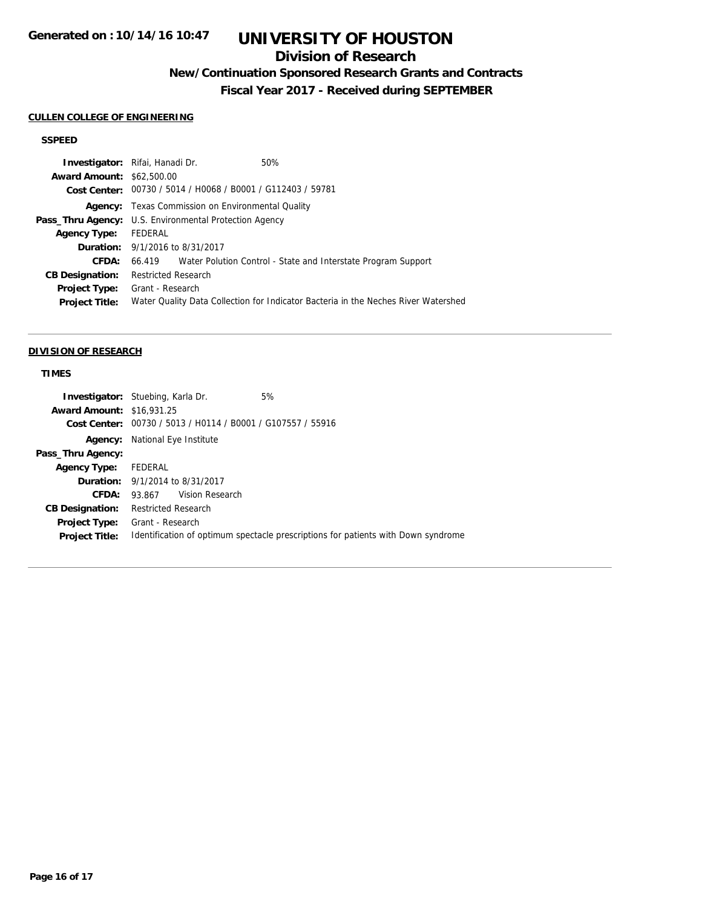**Generated on : 10/14/16 10:47**

# UNIVERSITY OF HOUSTON

## Division of Research

### New/Continuation Sponsored Research Grants and Contracts

### Fiscal Year 2017 - Received during SEPTEMBER

**CULLEN COLLEGE OF ENGINEERING**

**SSPEED**

**Investigator:** Rifai, Hanadi Dr. 50%
**Award Amount:** $62,500.00
**Cost Center:** 00730 / 5014 / H0068 / B0001 / G112403 / 59781
**Agency:** Texas Commission on Environmental Quality
**Pass_Thru Agency:** U.S. Environmental Protection Agency
**Agency Type:** FEDERAL
**Duration:** 9/1/2016 to 8/31/2017
**CFDA:** 66.419 Water Polution Control - State and Interstate Program Support
**CB Designation:** Restricted Research
**Project Type:** Grant - Research
**Project Title:** Water Quality Data Collection for Indicator Bacteria in the Neches River Watershed

---

**DIVISION OF RESEARCH**

**TIMES**

**Investigator:** Stuebing, Karla Dr. 5%
**Award Amount:** $16,931.25
**Cost Center:** 00730 / 5013 / H0114 / B0001 / G107557 / 55916
**Agency:** National Eye Institute
**Pass_Thru Agency:**
**Agency Type:** FEDERAL
**Duration:** 9/1/2014 to 8/31/2017
**CFDA:** 93.867 Vision Research
**CB Designation:** Restricted Research
**Project Type:** Grant - Research
**Project Title:** Identification of optimum spectacle prescriptions for patients with Down syndrome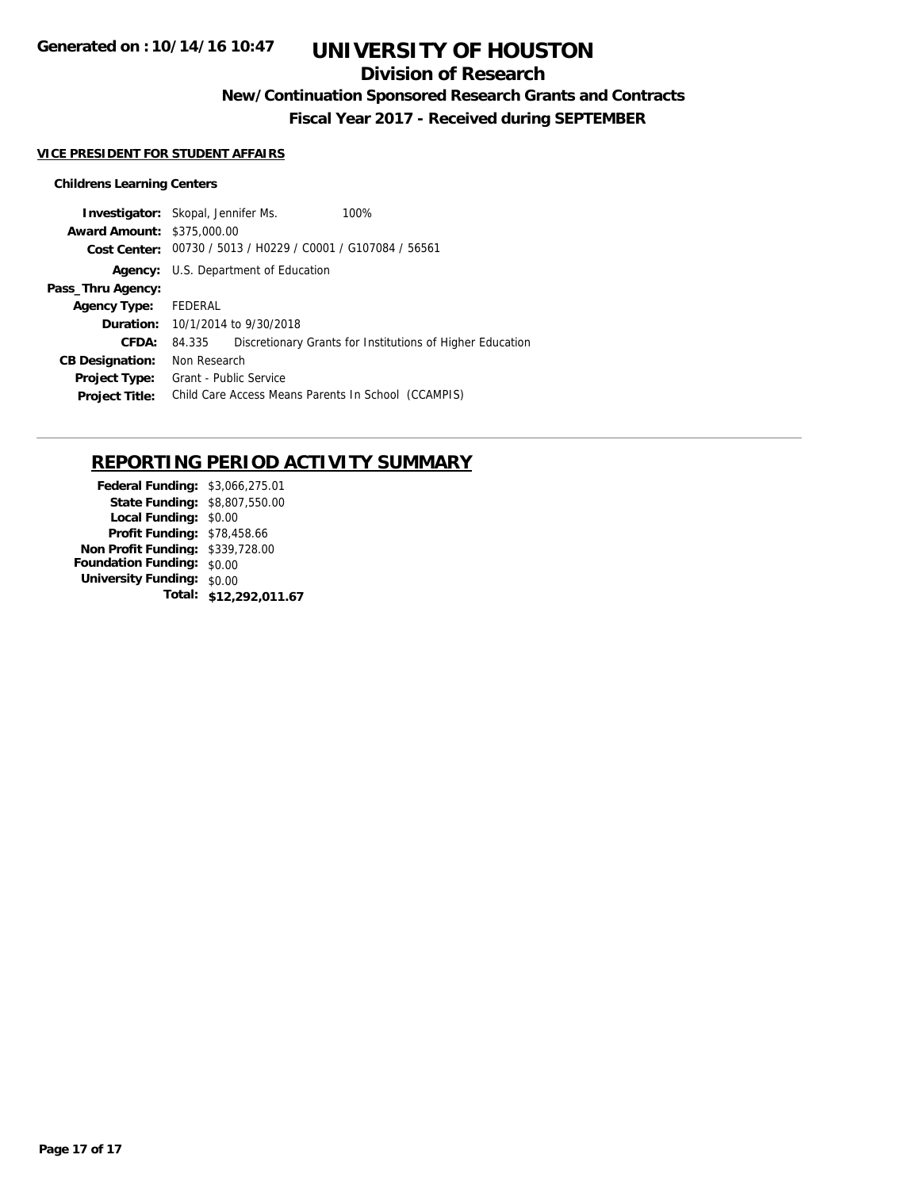**Generated on : 10/14/16 10:47**

# UNIVERSITY OF HOUSTON

## Division of Research

### New/Continuation Sponsored Research Grants and Contracts

### Fiscal Year 2017 - Received during SEPTEMBER

**VICE PRESIDENT FOR STUDENT AFFAIRS**

**Childrens Learning Centers**

| | |
|---|---|
| **Investigator:** | Skopal, Jennifer Ms. 100% |
| **Award Amount:** | $375,000.00 |
| **Cost Center:** | 00730 / 5013 / H0229 / C0001 / G107084 / 56561 |
| **Agency:** | U.S. Department of Education |
| **Pass_Thru Agency:** | |
| **Agency Type:** | FEDERAL |
| **Duration:** | 10/1/2014 to 9/30/2018 |
| **CFDA:** | 84.335 Discretionary Grants for Institutions of Higher Education |
| **CB Designation:** | Non Research |
| **Project Type:** | Grant - Public Service |
| **Project Title:** | Child Care Access Means Parents In School (CCAMPIS) |

---

## REPORTING PERIOD ACTIVITY SUMMARY

| | |
|---|---|
| **Federal Funding:** | $3,066,275.01 |
| **State Funding:** | $8,807,550.00 |
| **Local Funding:** | $0.00 |
| **Profit Funding:** | $78,458.66 |
| **Non Profit Funding:** | $339,728.00 |
| **Foundation Funding:** | $0.00 |
| **University Funding:** | $0.00 |
| **Total:** | **$12,292,011.67** |